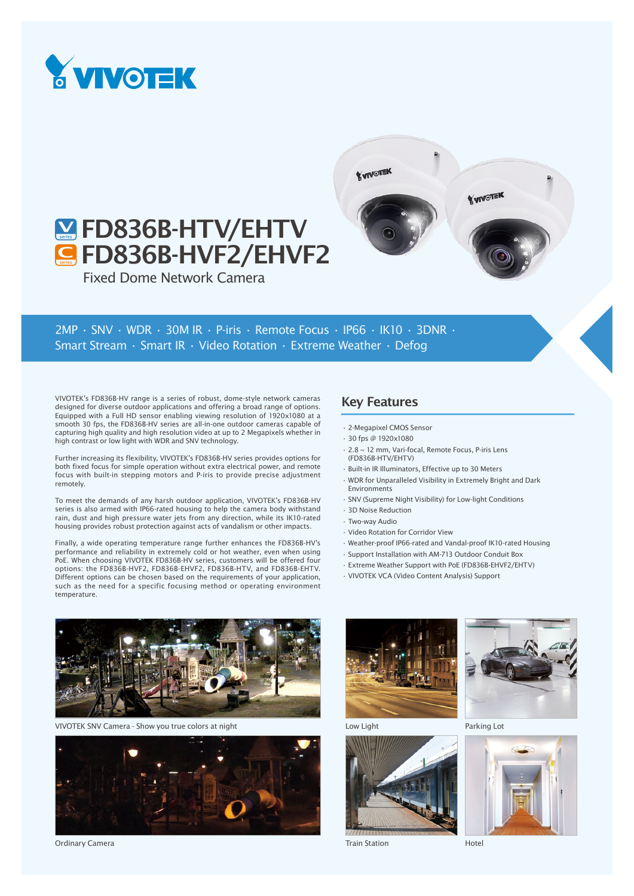# FD836B-HTV/EHTV
# FD836B-HVF2/EHVF2

Fixed Dome Network Camera

2MP · SNV · WDR · 30M IR · P-iris · Remote Focus · IP66 · IK10 · 3DNR · Smart Stream · Smart IR · Video Rotation · Extreme Weather · Defog

VIVOTEK's FD836B-HV range is a series of robust, dome-style network cameras designed for diverse outdoor applications and offering a broad range of options. Equipped with a Full HD sensor enabling viewing resolution of 1920x1080 at a smooth 30 fps, the FD836B-HV series are all-in-one outdoor cameras capable of capturing high quality and high resolution video at up to 2 Megapixels whether in high contrast or low light with WDR and SNV technology.

Further increasing its flexibility, VIVOTEK's FD836B-HV series provides options for both fixed focus for simple operation without extra electrical power, and remote focus with built-in stepping motors and P-iris to provide precise adjustment remotely.

To meet the demands of any harsh outdoor application, VIVOTEK's FD836B-HV series is also armed with IP66-rated housing to help the camera body withstand rain, dust and high pressure water jets from any direction, while its IK10-rated housing provides robust protection against acts of vandalism or other impacts.

Finally, a wide operating temperature range further enhances the FD836B-HV's performance and reliability in extremely cold or hot weather, even when using PoE. When choosing VIVOTEK FD836B-HV series, customers will be offered four options: the FD836B-HVF2, FD836B-EHVF2, FD836B-HTV, and FD836B-EHTV. Different options can be chosen based on the requirements of your application, such as the need for a specific focusing method or operating environment temperature.

## Key Features

- 2-Megapixel CMOS Sensor
- 30 fps @ 1920x1080
- 2.8 ~ 12 mm, Vari-focal, Remote Focus, P-iris Lens (FD836B-HTV/EHTV)
- Built-in IR Illuminators, Effective up to 30 Meters
- WDR for Unparalleled Visibility in Extremely Bright and Dark Environments
- SNV (Supreme Night Visibility) for Low-light Conditions
- 3D Noise Reduction
- Two-way Audio
- Video Rotation for Corridor View
- Weather-proof IP66-rated and Vandal-proof IK10-rated Housing
- Support Installation with AM-713 Outdoor Conduit Box
- Extreme Weather Support with PoE (FD836B-EHVF2/EHTV)
- VIVOTEK VCA (Video Content Analysis) Support

VIVOTEK SNV Camera - Show you true colors at night

Ordinary Camera

Low Light

Parking Lot

Train Station

Hotel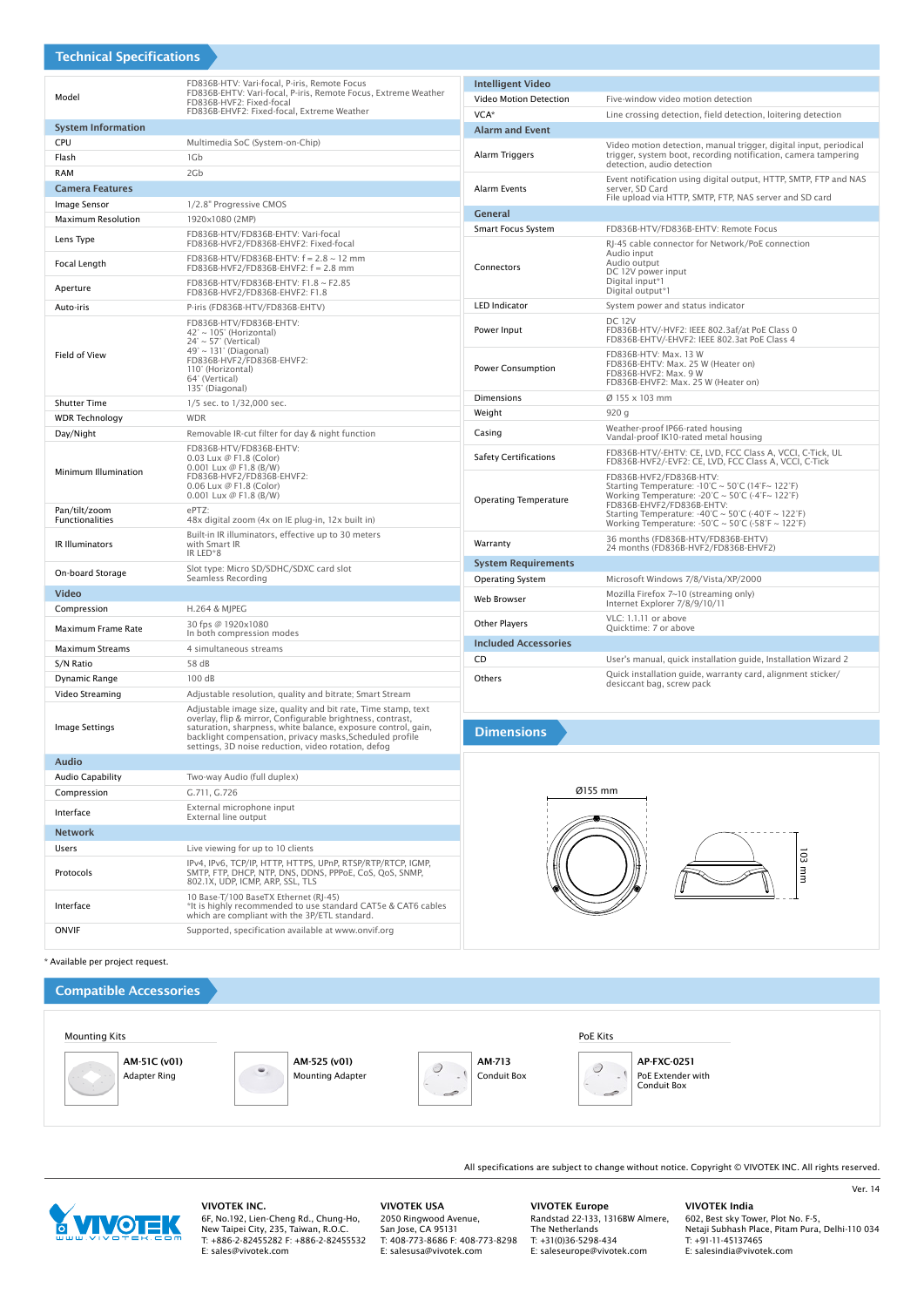## Technical Specifications

| | |
|---|---|
| Model | FD836B-HTV: Vari-focal, P-iris, Remote Focus<br>FD836B-EHTV: Vari-focal, P-iris, Remote Focus, Extreme Weather<br>FD836B-HVF2: Fixed-focal<br>FD836B-EHVF2: Fixed-focal, Extreme Weather |
| **System Information** | |
| CPU | Multimedia SoC (System-on-Chip) |
| Flash | 1Gb |
| RAM | 2Gb |
| **Camera Features** | |
| Image Sensor | 1/2.8" Progressive CMOS |
| Maximum Resolution | 1920x1080 (2MP) |
| Lens Type | FD836B-HTV/FD836B-EHTV: Vari-focal<br>FD836B-HVF2/FD836B-EHVF2: Fixed-focal |
| Focal Length | FD836B-HTV/FD836B-EHTV: f = 2.8 ~ 12 mm<br>FD836B-HVF2/FD836B-EHVF2: f = 2.8 mm |
| Aperture | FD836B-HTV/FD836B-EHTV: F1.8 ~ F2.85<br>FD836B-HVF2/FD836B-EHVF2: F1.8 |
| Auto-iris | P-iris (FD836B-HTV/FD836B-EHTV) |
| Field of View | FD836B-HTV/FD836B-EHTV:<br>42° ~ 105° (Horizontal)<br>24° ~ 57° (Vertical)<br>49° ~ 131° (Diagonal)<br>FD836B-HVF2/FD836B-EHVF2:<br>110° (Horizontal)<br>64° (Vertical)<br>135° (Diagonal) |
| Shutter Time | 1/5 sec. to 1/32,000 sec. |
| WDR Technology | WDR |
| Day/Night | Removable IR-cut filter for day & night function |
| Minimum Illumination | FD836B-HTV/FD836B-EHTV:<br>0.03 Lux @ F1.8 (Color)<br>0.001 Lux @ F1.8 (B/W)<br>FD836B-HVF2/FD836B-EHVF2:<br>0.06 Lux @ F1.8 (Color)<br>0.001 Lux @ F1.8 (B/W) |
| Pan/tilt/zoom Functionalities | ePTZ:<br>48x digital zoom (4x on IE plug-in, 12x built in) |
| IR Illuminators | Built-in IR illuminators, effective up to 30 meters with Smart IR<br>IR LED*8 |
| On-board Storage | Slot type: Micro SD/SDHC/SDXC card slot<br>Seamless Recording |
| **Video** | |
| Compression | H.264 & MJPEG |
| Maximum Frame Rate | 30 fps @ 1920x1080<br>In both compression modes |
| Maximum Streams | 4 simultaneous streams |
| S/N Ratio | 58 dB |
| Dynamic Range | 100 dB |
| Video Streaming | Adjustable resolution, quality and bitrate; Smart Stream |
| Image Settings | Adjustable image size, quality and bit rate, Time stamp, text overlay, flip & mirror, Configurable brightness, contrast, saturation, sharpness, white balance, exposure control, gain, backlight compensation, privacy masks,Scheduled profile settings, 3D noise reduction, video rotation, defog |
| **Audio** | |
| Audio Capability | Two-way Audio (full duplex) |
| Compression | G.711, G.726 |
| Interface | External microphone input<br>External line output |
| **Network** | |
| Users | Live viewing for up to 10 clients |
| Protocols | IPv4, IPv6, TCP/IP, HTTP, HTTPS, UPnP, RTSP/RTP/RTCP, IGMP, SMTP, FTP, DHCP, NTP, DNS, DDNS, PPPoE, CoS, QoS, SNMP, 802.1X, UDP, ICMP, ARP, SSL, TLS |
| Interface | 10 Base-T/100 BaseTX Ethernet (RJ-45)<br>*It is highly recommended to use standard CAT5e & CAT6 cables which are compliant with the 3P/ETL standard. |
| ONVIF | Supported, specification available at www.onvif.org |
| **Intelligent Video** | |
| Video Motion Detection | Five-window video motion detection |
| VCA* | Line crossing detection, field detection, loitering detection |
| **Alarm and Event** | |
| Alarm Triggers | Video motion detection, manual trigger, digital input, periodical trigger, system boot, recording notification, camera tampering detection, audio detection |
| Alarm Events | Event notification using digital output, HTTP, SMTP, FTP and NAS server, SD Card<br>File upload via HTTP, SMTP, FTP, NAS server and SD card |
| **General** | |
| Smart Focus System | FD836B-HTV/FD836B-EHTV: Remote Focus |
| Connectors | RJ-45 cable connector for Network/PoE connection<br>Audio input<br>Audio output<br>DC 12V power input<br>Digital input*1<br>Digital output*1 |
| LED Indicator | System power and status indicator |
| Power Input | DC 12V<br>FD836B-HTV/-HVF2: IEEE 802.3af/at PoE Class 0<br>FD836B-EHTV/-EHVF2: IEEE 802.3at PoE Class 4 |
| Power Consumption | FD836B-HTV: Max. 13 W<br>FD836B-EHTV: Max. 25 W (Heater on)<br>FD836B-HVF2: Max. 9 W<br>FD836B-EHVF2: Max. 25 W (Heater on) |
| Dimensions | Ø 155 x 103 mm |
| Weight | 920 g |
| Casing | Weather-proof IP66-rated housing<br>Vandal-proof IK10-rated metal housing |
| Safety Certifications | FD836B-HTV/-EHTV: CE, LVD, FCC Class A, VCCI, C-Tick, UL<br>FD836B-HVF2/-EVF2: CE, LVD, FCC Class A, VCCI, C-Tick |
| Operating Temperature | FD836B-HVF2/FD836B-HTV:<br>Starting Temperature: -10°C ~ 50°C (14°F~ 122°F)<br>Working Temperature: -20°C ~ 50°C (-4°F~ 122°F)<br>FD836B-EHVF2/FD836B-EHTV:<br>Starting Temperature: -40°C ~ 50°C (-40°F ~ 122°F)<br>Working Temperature: -50°C ~ 50°C (-58°F ~ 122°F) |
| Warranty | 36 months (FD836B-HTV/FD836B-EHTV)<br>24 months (FD836B-HVF2/FD836B-EHVF2) |
| **System Requirements** | |
| Operating System | Microsoft Windows 7/8/Vista/XP/2000 |
| Web Browser | Mozilla Firefox 7~10 (streaming only)<br>Internet Explorer 7/8/9/10/11 |
| Other Players | VLC: 1.1.11 or above<br>Quicktime: 7 or above |
| **Included Accessories** | |
| CD | User's manual, quick installation guide, Installation Wizard 2 |
| Others | Quick installation guide, warranty card, alignment sticker/desiccant bag, screw pack |

* Available per project request.

## Dimensions

Ø155 mm

103 mm

## Compatible Accessories

**Mounting Kits**

- **AM-51C (v01)** Adapter Ring
- **AM-525 (v01)** Mounting Adapter
- **AM-713** Conduit Box

**PoE Kits**

- **AP-FXC-0251** PoE Extender with Conduit Box

All specifications are subject to change without notice. Copyright © VIVOTEK INC. All rights reserved.

Ver. 14

**VIVOTEK INC.**
6F, No.192, Lien-Cheng Rd., Chung-Ho, New Taipei City, 235, Taiwan, R.O.C.
T: +886-2-82455282 F: +886-2-82455532
E: sales@vivotek.com

**VIVOTEK USA**
2050 Ringwood Avenue, San Jose, CA 95131
T: 408-773-8686 F: 408-773-8298
E: salesusa@vivotek.com

**VIVOTEK Europe**
Randstad 22-133, 1316BW Almere, The Netherlands
T: +31(0)36-5298-434
E: saleseurope@vivotek.com

**VIVOTEK India**
602, Best sky Tower, Plot No. F-5, Netaji Subhash Place, Pitam Pura, Delhi-110 034
T: +91-11-45137465
E: salesindia@vivotek.com